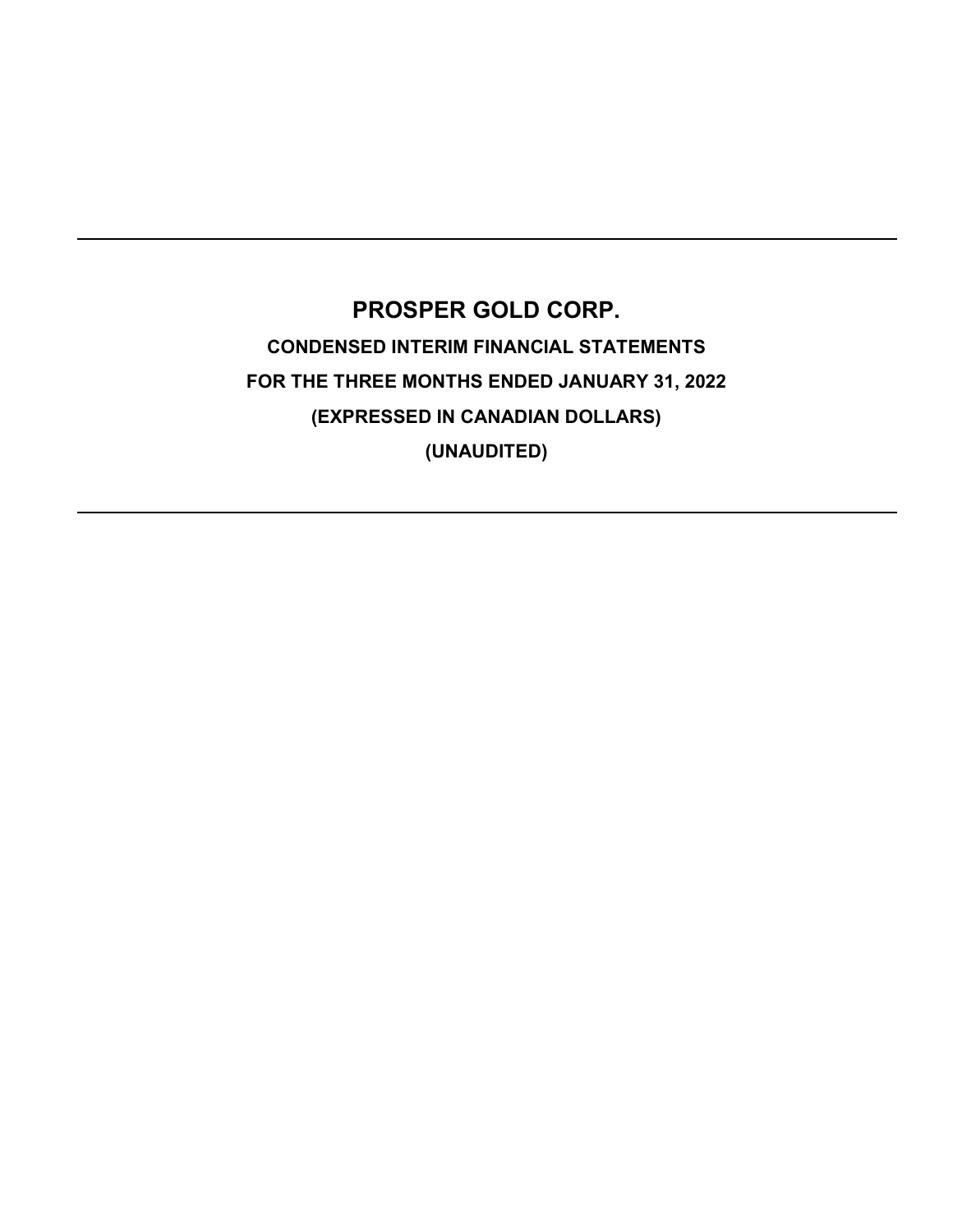# PROSPER GOLD CORP.

**CONDENSED INTERIM FINANCIAL STATEMENTS**

**FOR THE THREE MONTHS ENDED JANUARY 31, 2022**

**(EXPRESSED IN CANADIAN DOLLARS)**

**(UNAUDITED)**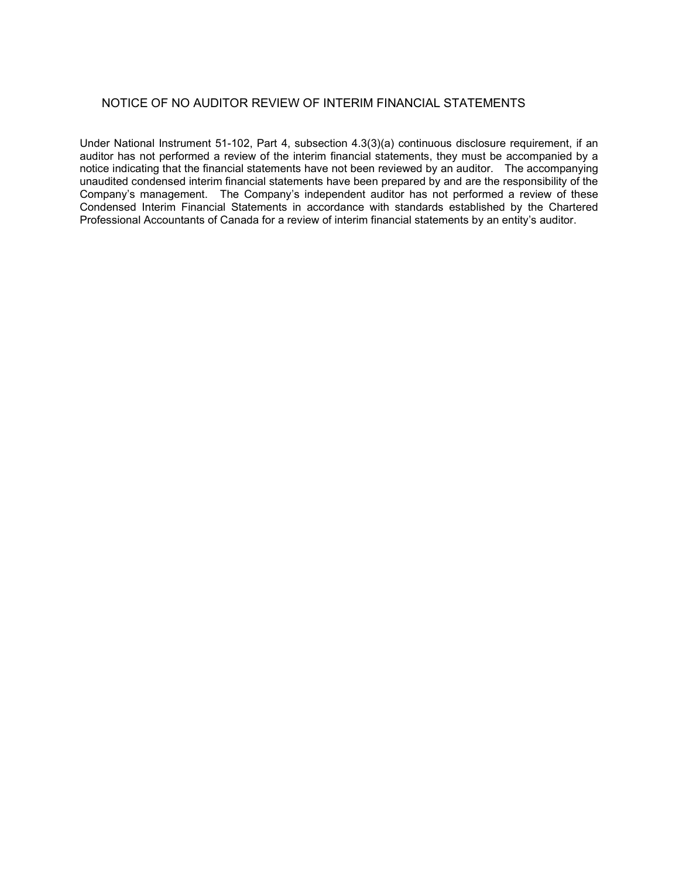# NOTICE OF NO AUDITOR REVIEW OF INTERIM FINANCIAL STATEMENTS

Under National Instrument 51-102, Part 4, subsection 4.3(3)(a) continuous disclosure requirement, if an auditor has not performed a review of the interim financial statements, they must be accompanied by a notice indicating that the financial statements have not been reviewed by an auditor. The accompanying unaudited condensed interim financial statements have been prepared by and are the responsibility of the Company's management. The Company's independent auditor has not performed a review of these Condensed Interim Financial Statements in accordance with standards established by the Chartered Professional Accountants of Canada for a review of interim financial statements by an entity's auditor.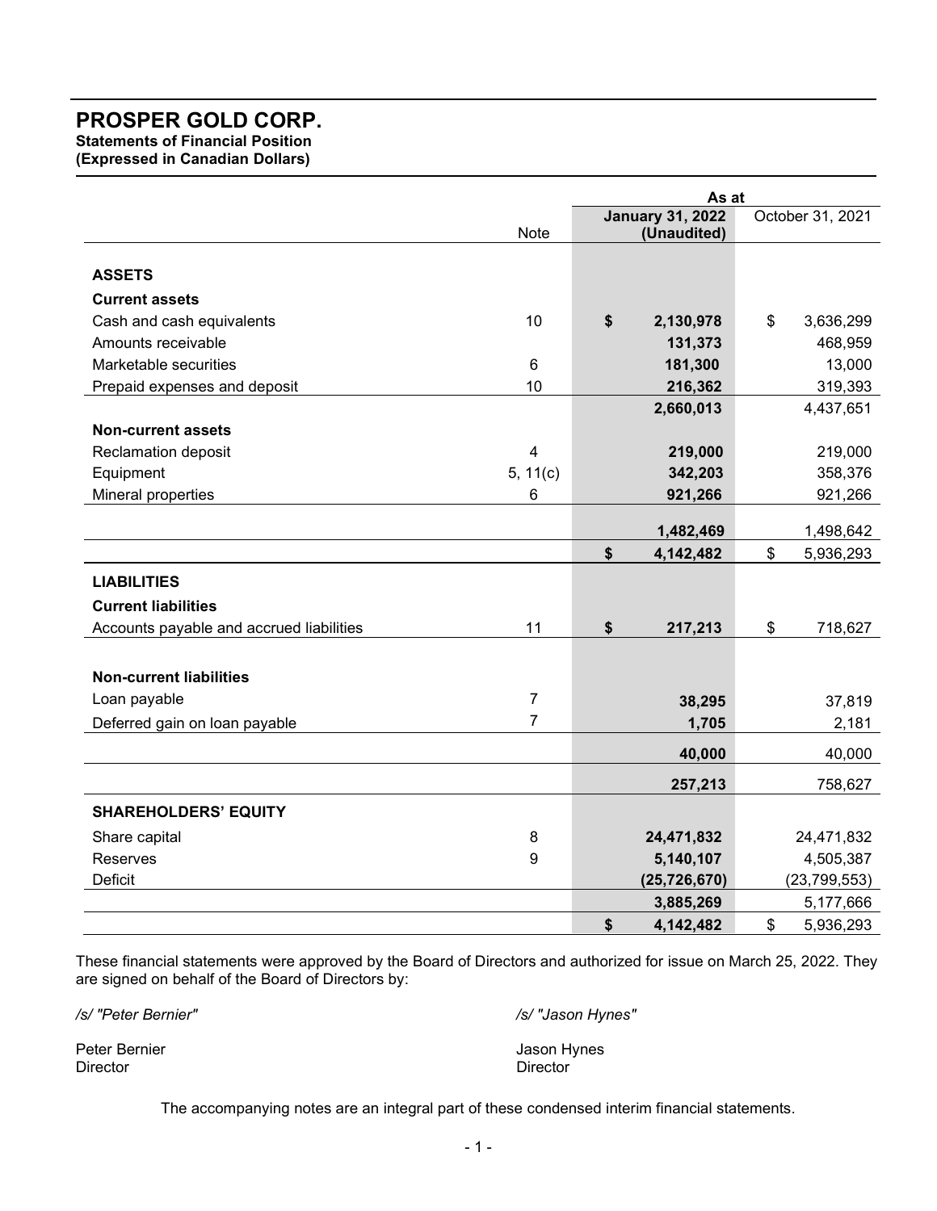# PROSPER GOLD CORP.

**Statements of Financial Position**
**(Expressed in Canadian Dollars)**

| | Note | As at January 31, 2022 (Unaudited) | As at October 31, 2021 |
|---|---|---|---|
| **ASSETS** | | | |
| **Current assets** | | | |
| Cash and cash equivalents | 10 | **$ 2,130,978** | $ 3,636,299 |
| Amounts receivable | | **131,373** | 468,959 |
| Marketable securities | 6 | **181,300** | 13,000 |
| Prepaid expenses and deposit | 10 | **216,362** | 319,393 |
| | | **2,660,013** | 4,437,651 |
| **Non-current assets** | | | |
| Reclamation deposit | 4 | **219,000** | 219,000 |
| Equipment | 5, 11(c) | **342,203** | 358,376 |
| Mineral properties | 6 | **921,266** | 921,266 |
| | | **1,482,469** | 1,498,642 |
| | | **$ 4,142,482** | $ 5,936,293 |
| **LIABILITIES** | | | |
| **Current liabilities** | | | |
| Accounts payable and accrued liabilities | 11 | **$ 217,213** | $ 718,627 |
| **Non-current liabilities** | | | |
| Loan payable | 7 | **38,295** | 37,819 |
| Deferred gain on loan payable | 7 | **1,705** | 2,181 |
| | | **40,000** | 40,000 |
| | | **257,213** | 758,627 |
| **SHAREHOLDERS' EQUITY** | | | |
| Share capital | 8 | **24,471,832** | 24,471,832 |
| Reserves | 9 | **5,140,107** | 4,505,387 |
| Deficit | | **(25,726,670)** | (23,799,553) |
| | | **3,885,269** | 5,177,666 |
| | | **$ 4,142,482** | $ 5,936,293 |

These financial statements were approved by the Board of Directors and authorized for issue on March 25, 2022. They are signed on behalf of the Board of Directors by:

*/s/ "Peter Bernier"*

Peter Bernier
Director

*/s/ "Jason Hynes"*

Jason Hynes
Director

The accompanying notes are an integral part of these condensed interim financial statements.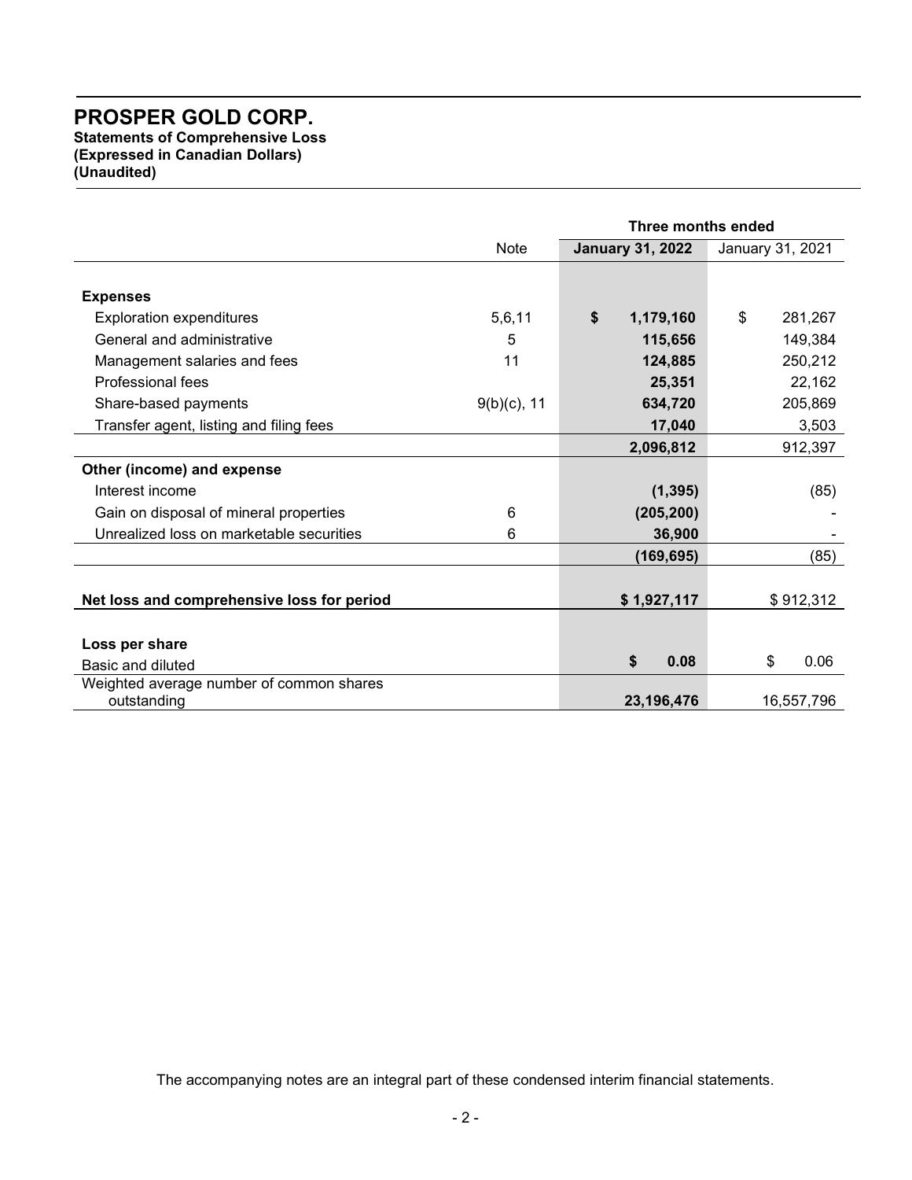# PROSPER GOLD CORP.

**Statements of Comprehensive Loss**
**(Expressed in Canadian Dollars)**
**(Unaudited)**

| | Note | Three months ended | |
|---|---|---|---|
| | | **January 31, 2022** | January 31, 2021 |
| **Expenses** | | | |
| Exploration expenditures | 5,6,11 | **$ 1,179,160** | $ 281,267 |
| General and administrative | 5 | **115,656** | 149,384 |
| Management salaries and fees | 11 | **124,885** | 250,212 |
| Professional fees | | **25,351** | 22,162 |
| Share-based payments | 9(b)(c), 11 | **634,720** | 205,869 |
| Transfer agent, listing and filing fees | | **17,040** | 3,503 |
| | | **2,096,812** | 912,397 |
| **Other (income) and expense** | | | |
| Interest income | | **(1,395)** | (85) |
| Gain on disposal of mineral properties | 6 | **(205,200)** | - |
| Unrealized loss on marketable securities | 6 | **36,900** | - |
| | | **(169,695)** | (85) |
| **Net loss and comprehensive loss for period** | | **$ 1,927,117** | $ 912,312 |
| **Loss per share** | | | |
| Basic and diluted | | **$ 0.08** | $ 0.06 |
| Weighted average number of common shares outstanding | | **23,196,476** | 16,557,796 |

The accompanying notes are an integral part of these condensed interim financial statements.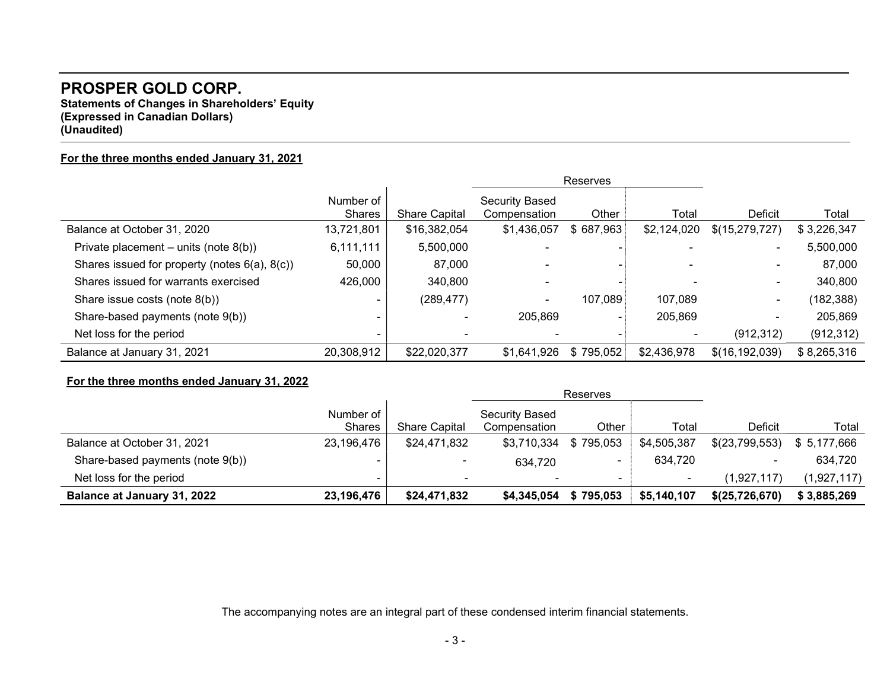# PROSPER GOLD CORP.

**Statements of Changes in Shareholders' Equity**
**(Expressed in Canadian Dollars)**
**(Unaudited)**

**For the three months ended January 31, 2021**

| | | | Reserves | | | | |
|---|---|---|---|---|---|---|---|
| | Number of Shares | Share Capital | Security Based Compensation | Other | Total | Deficit | Total |
| Balance at October 31, 2020 | 13,721,801 | $16,382,054 | $1,436,057 | $ 687,963 | $2,124,020 | $(15,279,727) | $ 3,226,347 |
| Private placement – units (note 8(b)) | 6,111,111 | 5,500,000 | - | - | - | - | 5,500,000 |
| Shares issued for property (notes 6(a), 8(c)) | 50,000 | 87,000 | - | - | - | - | 87,000 |
| Shares issued for warrants exercised | 426,000 | 340,800 | - | - | - | - | 340,800 |
| Share issue costs (note 8(b)) | - | (289,477) | - | 107,089 | 107,089 | - | (182,388) |
| Share-based payments (note 9(b)) | - | - | 205,869 | - | 205,869 | - | 205,869 |
| Net loss for the period | - | - | - | - | - | (912,312) | (912,312) |
| Balance at January 31, 2021 | 20,308,912 | $22,020,377 | $1,641,926 | $ 795,052 | $2,436,978 | $(16,192,039) | $ 8,265,316 |

**For the three months ended January 31, 2022**

| | | | Reserves | | | | |
|---|---|---|---|---|---|---|---|
| | Number of Shares | Share Capital | Security Based Compensation | Other | Total | Deficit | Total |
| Balance at October 31, 2021 | 23,196,476 | $24,471,832 | $3,710,334 | $ 795,053 | $4,505,387 | $(23,799,553) | $ 5,177,666 |
| Share-based payments (note 9(b)) | - | - | 634,720 | - | 634,720 | - | 634,720 |
| Net loss for the period | - | - | - | - | - | (1,927,117) | (1,927,117) |
| **Balance at January 31, 2022** | **23,196,476** | **$24,471,832** | **$4,345,054** | **$ 795,053** | **$5,140,107** | **$(25,726,670)** | **$ 3,885,269** |

The accompanying notes are an integral part of these condensed interim financial statements.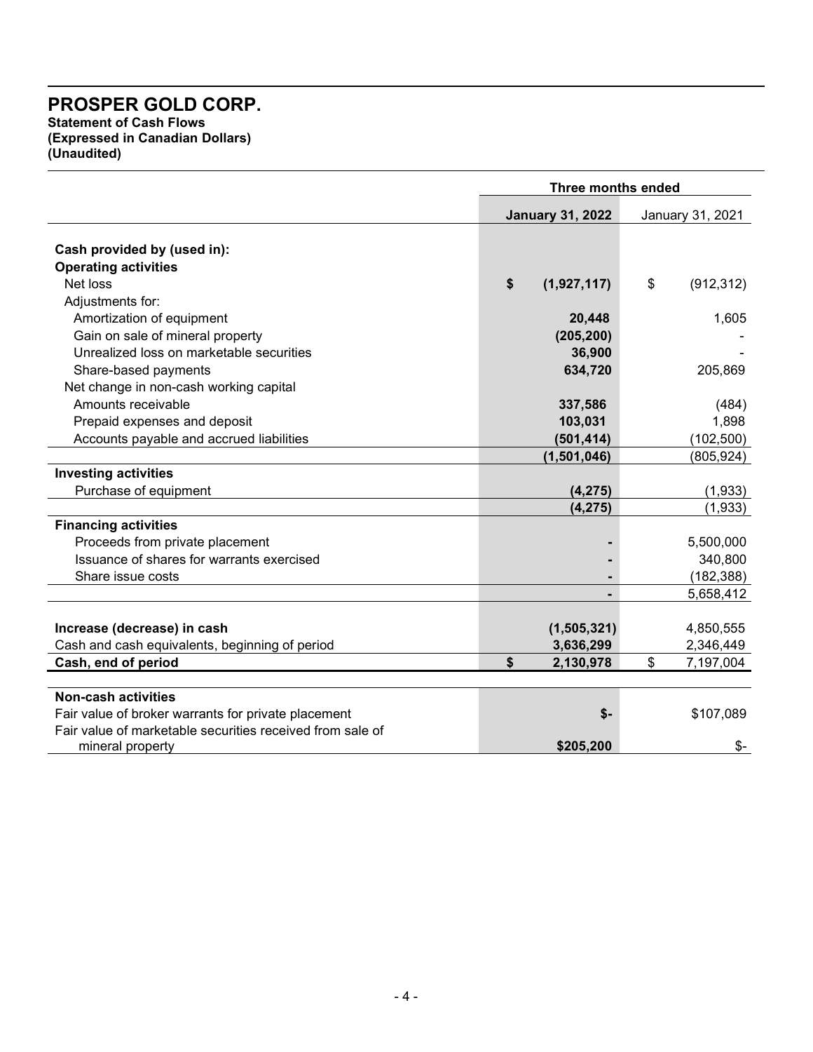# PROSPER GOLD CORP.

**Statement of Cash Flows**
**(Expressed in Canadian Dollars)**
**(Unaudited)**

| | Three months ended | |
|---|---|---|
| | **January 31, 2022** | January 31, 2021 |
| **Cash provided by (used in):** | | |
| **Operating activities** | | |
| Net loss | **$ (1,927,117)** | $ (912,312) |
| Adjustments for: | | |
| Amortization of equipment | **20,448** | 1,605 |
| Gain on sale of mineral property | **(205,200)** | - |
| Unrealized loss on marketable securities | **36,900** | - |
| Share-based payments | **634,720** | 205,869 |
| Net change in non-cash working capital | | |
| Amounts receivable | **337,586** | (484) |
| Prepaid expenses and deposit | **103,031** | 1,898 |
| Accounts payable and accrued liabilities | **(501,414)** | (102,500) |
| | **(1,501,046)** | (805,924) |
| **Investing activities** | | |
| Purchase of equipment | **(4,275)** | (1,933) |
| | **(4,275)** | (1,933) |
| **Financing activities** | | |
| Proceeds from private placement | **-** | 5,500,000 |
| Issuance of shares for warrants exercised | **-** | 340,800 |
| Share issue costs | **-** | (182,388) |
| | **-** | 5,658,412 |
| **Increase (decrease) in cash** | **(1,505,321)** | 4,850,555 |
| Cash and cash equivalents, beginning of period | **3,636,299** | 2,346,449 |
| **Cash, end of period** | **$ 2,130,978** | $ 7,197,004 |
| **Non-cash activities** | | |
| Fair value of broker warrants for private placement | **$-** | $107,089 |
| Fair value of marketable securities received from sale of mineral property | **$205,200** | $- |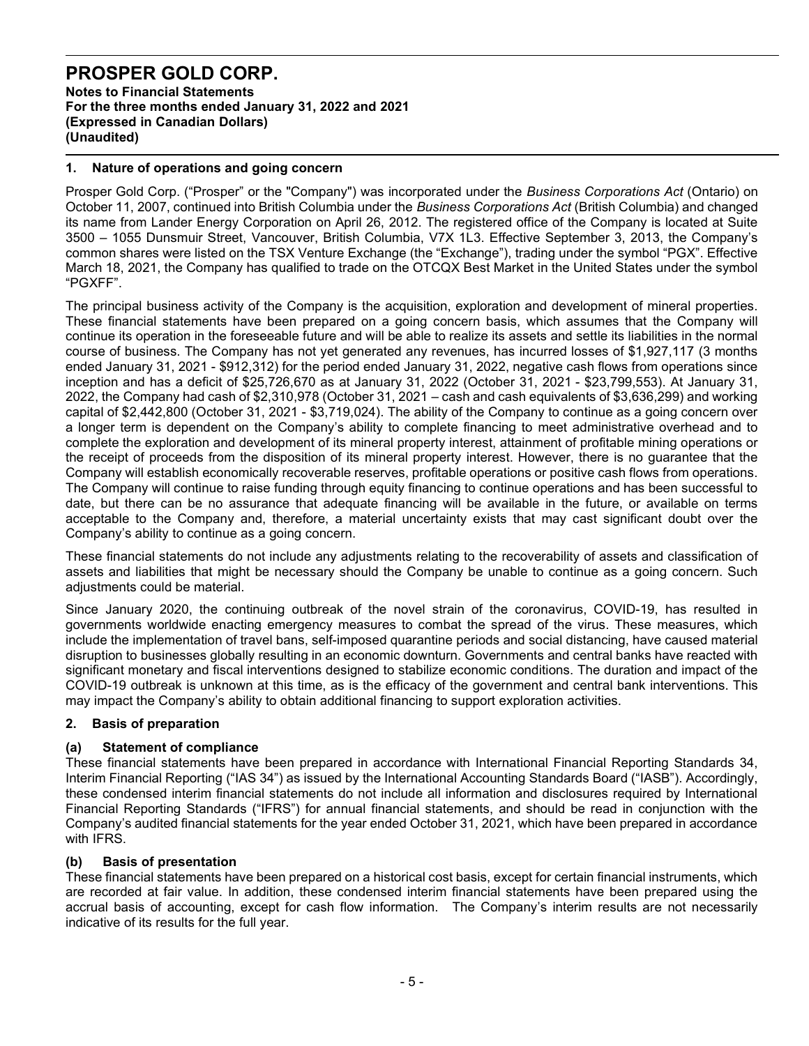# PROSPER GOLD CORP.

**Notes to Financial Statements**
**For the three months ended January 31, 2022 and 2021**
**(Expressed in Canadian Dollars)**
**(Unaudited)**

## 1. Nature of operations and going concern

Prosper Gold Corp. ("Prosper" or the "Company") was incorporated under the *Business Corporations Act* (Ontario) on October 11, 2007, continued into British Columbia under the *Business Corporations Act* (British Columbia) and changed its name from Lander Energy Corporation on April 26, 2012. The registered office of the Company is located at Suite 3500 – 1055 Dunsmuir Street, Vancouver, British Columbia, V7X 1L3. Effective September 3, 2013, the Company's common shares were listed on the TSX Venture Exchange (the "Exchange"), trading under the symbol "PGX". Effective March 18, 2021, the Company has qualified to trade on the OTCQX Best Market in the United States under the symbol "PGXFF".

The principal business activity of the Company is the acquisition, exploration and development of mineral properties. These financial statements have been prepared on a going concern basis, which assumes that the Company will continue its operation in the foreseeable future and will be able to realize its assets and settle its liabilities in the normal course of business. The Company has not yet generated any revenues, has incurred losses of $1,927,117 (3 months ended January 31, 2021 - $912,312) for the period ended January 31, 2022, negative cash flows from operations since inception and has a deficit of $25,726,670 as at January 31, 2022 (October 31, 2021 - $23,799,553). At January 31, 2022, the Company had cash of $2,310,978 (October 31, 2021 – cash and cash equivalents of $3,636,299) and working capital of $2,442,800 (October 31, 2021 - $3,719,024). The ability of the Company to continue as a going concern over a longer term is dependent on the Company's ability to complete financing to meet administrative overhead and to complete the exploration and development of its mineral property interest, attainment of profitable mining operations or the receipt of proceeds from the disposition of its mineral property interest. However, there is no guarantee that the Company will establish economically recoverable reserves, profitable operations or positive cash flows from operations. The Company will continue to raise funding through equity financing to continue operations and has been successful to date, but there can be no assurance that adequate financing will be available in the future, or available on terms acceptable to the Company and, therefore, a material uncertainty exists that may cast significant doubt over the Company's ability to continue as a going concern.

These financial statements do not include any adjustments relating to the recoverability of assets and classification of assets and liabilities that might be necessary should the Company be unable to continue as a going concern. Such adjustments could be material.

Since January 2020, the continuing outbreak of the novel strain of the coronavirus, COVID-19, has resulted in governments worldwide enacting emergency measures to combat the spread of the virus. These measures, which include the implementation of travel bans, self-imposed quarantine periods and social distancing, have caused material disruption to businesses globally resulting in an economic downturn. Governments and central banks have reacted with significant monetary and fiscal interventions designed to stabilize economic conditions. The duration and impact of the COVID-19 outbreak is unknown at this time, as is the efficacy of the government and central bank interventions. This may impact the Company's ability to obtain additional financing to support exploration activities.

## 2. Basis of preparation

### (a) Statement of compliance

These financial statements have been prepared in accordance with International Financial Reporting Standards 34, Interim Financial Reporting ("IAS 34") as issued by the International Accounting Standards Board ("IASB"). Accordingly, these condensed interim financial statements do not include all information and disclosures required by International Financial Reporting Standards ("IFRS") for annual financial statements, and should be read in conjunction with the Company's audited financial statements for the year ended October 31, 2021, which have been prepared in accordance with IFRS.

### (b) Basis of presentation

These financial statements have been prepared on a historical cost basis, except for certain financial instruments, which are recorded at fair value. In addition, these condensed interim financial statements have been prepared using the accrual basis of accounting, except for cash flow information. The Company's interim results are not necessarily indicative of its results for the full year.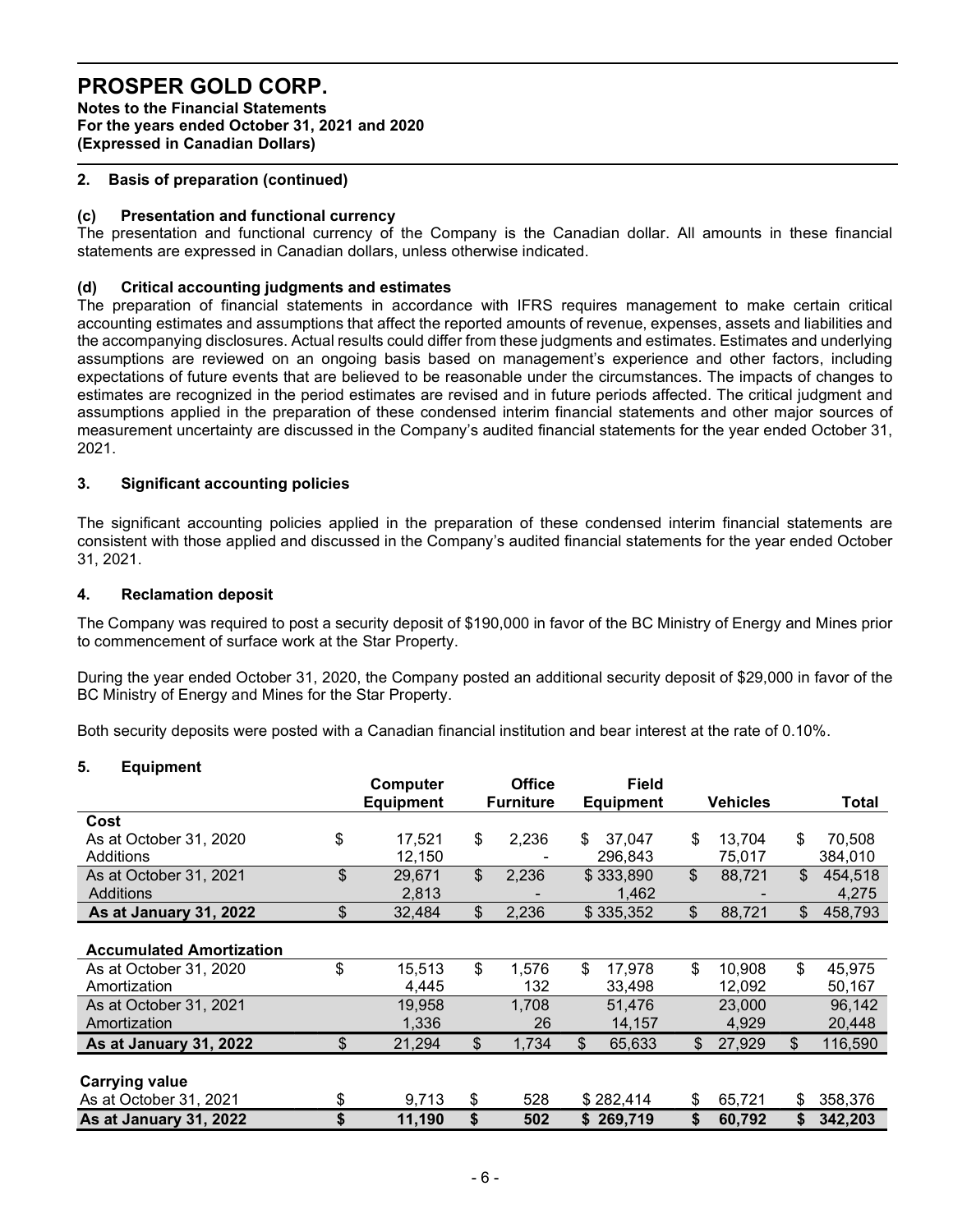# PROSPER GOLD CORP.

**Notes to the Financial Statements**
**For the years ended October 31, 2021 and 2020**
**(Expressed in Canadian Dollars)**

## 2. Basis of preparation (continued)

### (c) Presentation and functional currency

The presentation and functional currency of the Company is the Canadian dollar. All amounts in these financial statements are expressed in Canadian dollars, unless otherwise indicated.

### (d) Critical accounting judgments and estimates

The preparation of financial statements in accordance with IFRS requires management to make certain critical accounting estimates and assumptions that affect the reported amounts of revenue, expenses, assets and liabilities and the accompanying disclosures. Actual results could differ from these judgments and estimates. Estimates and underlying assumptions are reviewed on an ongoing basis based on management's experience and other factors, including expectations of future events that are believed to be reasonable under the circumstances. The impacts of changes to estimates are recognized in the period estimates are revised and in future periods affected. The critical judgment and assumptions applied in the preparation of these condensed interim financial statements and other major sources of measurement uncertainty are discussed in the Company's audited financial statements for the year ended October 31, 2021.

## 3. Significant accounting policies

The significant accounting policies applied in the preparation of these condensed interim financial statements are consistent with those applied and discussed in the Company's audited financial statements for the year ended October 31, 2021.

## 4. Reclamation deposit

The Company was required to post a security deposit of $190,000 in favor of the BC Ministry of Energy and Mines prior to commencement of surface work at the Star Property.

During the year ended October 31, 2020, the Company posted an additional security deposit of $29,000 in favor of the BC Ministry of Energy and Mines for the Star Property.

Both security deposits were posted with a Canadian financial institution and bear interest at the rate of 0.10%.

## 5. Equipment

| | Computer Equipment | Office Furniture | Field Equipment | Vehicles | Total |
|---|---|---|---|---|---|
| **Cost** | | | | | |
| As at October 31, 2020 | $ 17,521 | $ 2,236 | $ 37,047 | $ 13,704 | $ 70,508 |
| Additions | 12,150 | - | 296,843 | 75,017 | 384,010 |
| As at October 31, 2021 | $ 29,671 | $ 2,236 | $ 333,890 | $ 88,721 | $ 454,518 |
| Additions | 2,813 | - | 1,462 | - | 4,275 |
| **As at January 31, 2022** | $ 32,484 | $ 2,236 | $ 335,352 | $ 88,721 | $ 458,793 |
| | | | | | |
| **Accumulated Amortization** | | | | | |
| As at October 31, 2020 | $ 15,513 | $ 1,576 | $ 17,978 | $ 10,908 | $ 45,975 |
| Amortization | 4,445 | 132 | 33,498 | 12,092 | 50,167 |
| As at October 31, 2021 | 19,958 | 1,708 | 51,476 | 23,000 | 96,142 |
| Amortization | 1,336 | 26 | 14,157 | 4,929 | 20,448 |
| **As at January 31, 2022** | $ 21,294 | $ 1,734 | $ 65,633 | $ 27,929 | $ 116,590 |
| | | | | | |
| **Carrying value** | | | | | |
| As at October 31, 2021 | $ 9,713 | $ 528 | $ 282,414 | $ 65,721 | $ 358,376 |
| **As at January 31, 2022** | **$ 11,190** | **$ 502** | **$ 269,719** | **$ 60,792** | **$ 342,203** |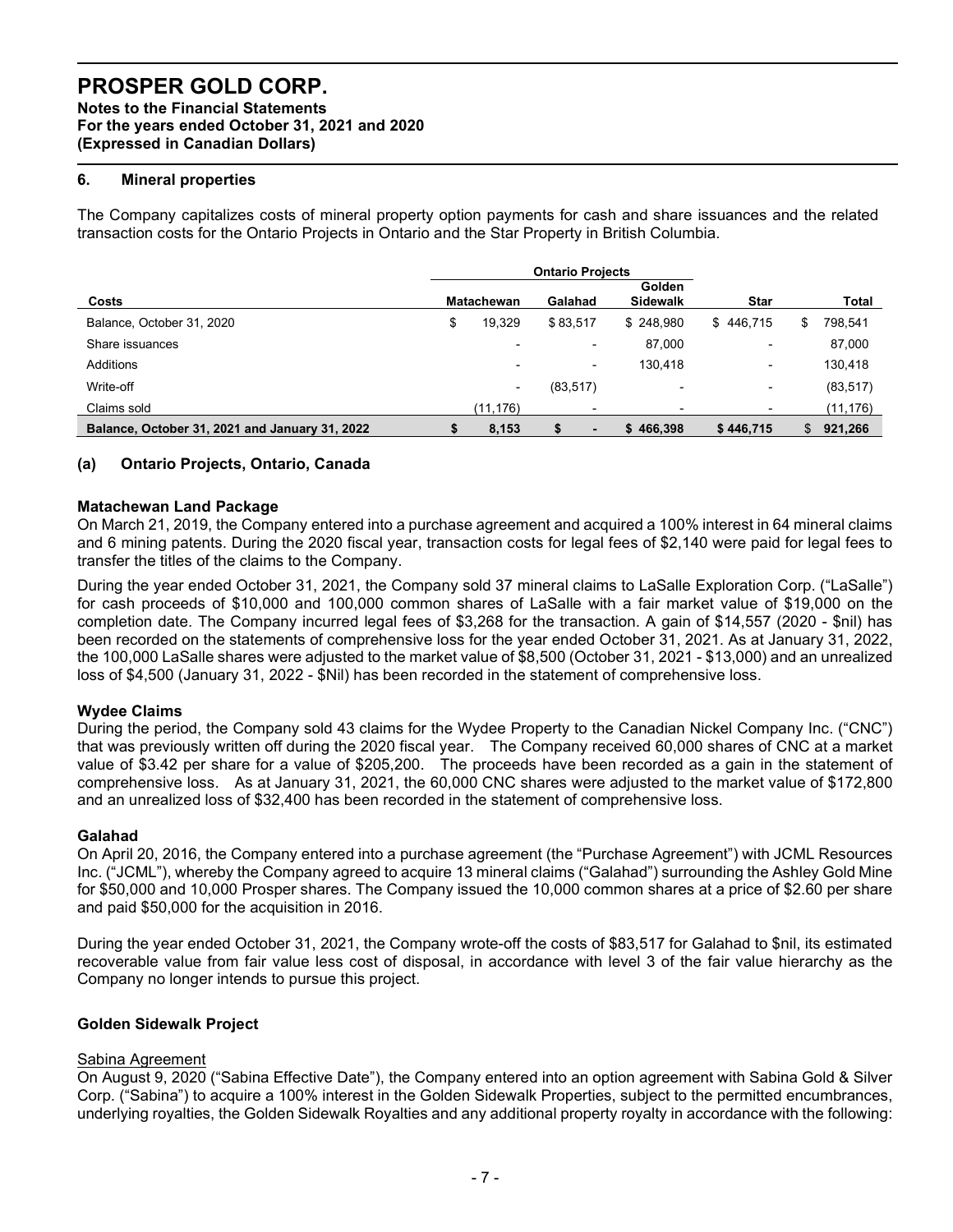# PROSPER GOLD CORP.

**Notes to the Financial Statements**
**For the years ended October 31, 2021 and 2020**
**(Expressed in Canadian Dollars)**

## 6. Mineral properties

The Company capitalizes costs of mineral property option payments for cash and share issuances and the related transaction costs for the Ontario Projects in Ontario and the Star Property in British Columbia.

| | Ontario Projects | | | | |
|---|---|---|---|---|---|
| **Costs** | **Matachewan** | **Galahad** | **Golden Sidewalk** | **Star** | **Total** |
| Balance, October 31, 2020 | $ 19,329 | $ 83,517 | $ 248,980 | $ 446,715 | $ 798,541 |
| Share issuances | - | - | 87,000 | - | 87,000 |
| Additions | - | - | 130,418 | - | 130,418 |
| Write-off | - | (83,517) | - | - | (83,517) |
| Claims sold | (11,176) | - | - | - | (11,176) |
| **Balance, October 31, 2021 and January 31, 2022** | **$ 8,153** | **$ -** | **$ 466,398** | **$ 446,715** | **$ 921,266** |

### (a) Ontario Projects, Ontario, Canada

**Matachewan Land Package**

On March 21, 2019, the Company entered into a purchase agreement and acquired a 100% interest in 64 mineral claims and 6 mining patents. During the 2020 fiscal year, transaction costs for legal fees of $2,140 were paid for legal fees to transfer the titles of the claims to the Company.

During the year ended October 31, 2021, the Company sold 37 mineral claims to LaSalle Exploration Corp. ("LaSalle") for cash proceeds of $10,000 and 100,000 common shares of LaSalle with a fair market value of $19,000 on the completion date. The Company incurred legal fees of $3,268 for the transaction. A gain of $14,557 (2020 - $nil) has been recorded on the statements of comprehensive loss for the year ended October 31, 2021. As at January 31, 2022, the 100,000 LaSalle shares were adjusted to the market value of $8,500 (October 31, 2021 - $13,000) and an unrealized loss of $4,500 (January 31, 2022 - $Nil) has been recorded in the statement of comprehensive loss.

**Wydee Claims**

During the period, the Company sold 43 claims for the Wydee Property to the Canadian Nickel Company Inc. ("CNC") that was previously written off during the 2020 fiscal year. The Company received 60,000 shares of CNC at a market value of $3.42 per share for a value of $205,200. The proceeds have been recorded as a gain in the statement of comprehensive loss. As at January 31, 2021, the 60,000 CNC shares were adjusted to the market value of $172,800 and an unrealized loss of $32,400 has been recorded in the statement of comprehensive loss.

**Galahad**

On April 20, 2016, the Company entered into a purchase agreement (the "Purchase Agreement") with JCML Resources Inc. ("JCML"), whereby the Company agreed to acquire 13 mineral claims ("Galahad") surrounding the Ashley Gold Mine for $50,000 and 10,000 Prosper shares. The Company issued the 10,000 common shares at a price of $2.60 per share and paid $50,000 for the acquisition in 2016.

During the year ended October 31, 2021, the Company wrote-off the costs of $83,517 for Galahad to $nil, its estimated recoverable value from fair value less cost of disposal, in accordance with level 3 of the fair value hierarchy as the Company no longer intends to pursue this project.

**Golden Sidewalk Project**

<u>Sabina Agreement</u>

On August 9, 2020 ("Sabina Effective Date"), the Company entered into an option agreement with Sabina Gold & Silver Corp. ("Sabina") to acquire a 100% interest in the Golden Sidewalk Properties, subject to the permitted encumbrances, underlying royalties, the Golden Sidewalk Royalties and any additional property royalty in accordance with the following: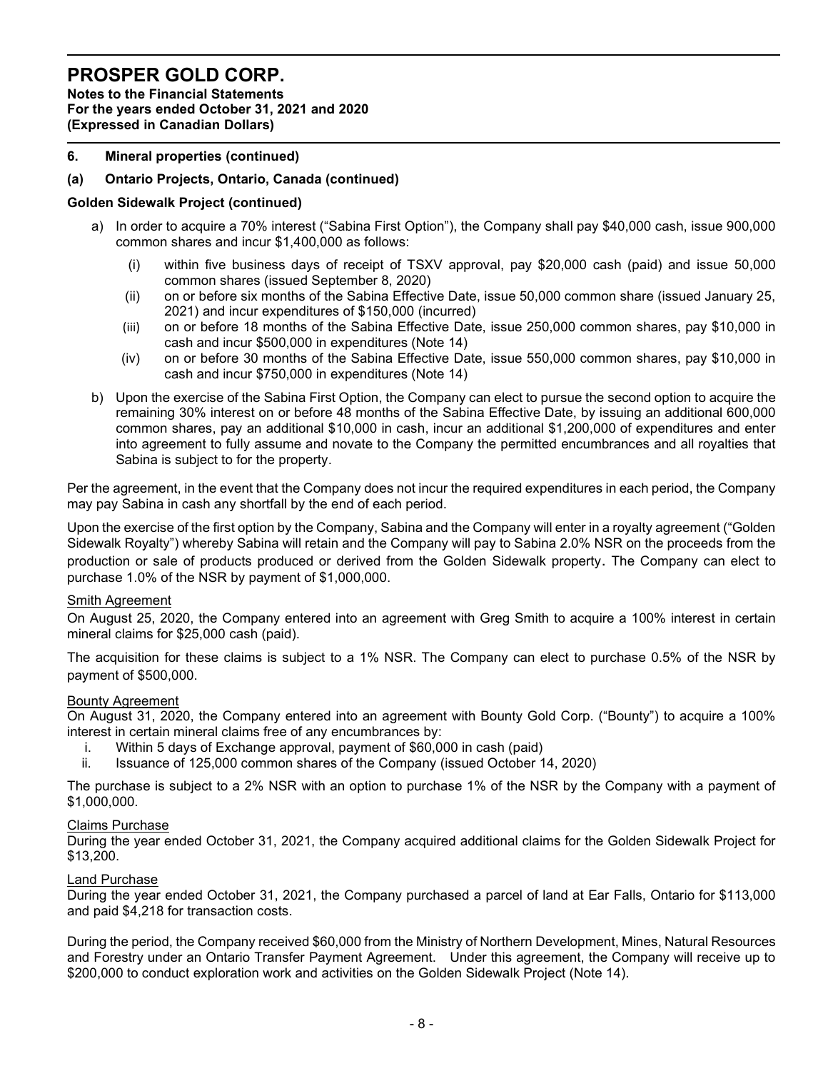## 6. Mineral properties (continued)

### (a) Ontario Projects, Ontario, Canada (continued)

**Golden Sidewalk Project (continued)**

a) In order to acquire a 70% interest ("Sabina First Option"), the Company shall pay $40,000 cash, issue 900,000 common shares and incur $1,400,000 as follows:

   (i) within five business days of receipt of TSXV approval, pay $20,000 cash (paid) and issue 50,000 common shares (issued September 8, 2020)
   (ii) on or before six months of the Sabina Effective Date, issue 50,000 common share (issued January 25, 2021) and incur expenditures of $150,000 (incurred)
   (iii) on or before 18 months of the Sabina Effective Date, issue 250,000 common shares, pay $10,000 in cash and incur $500,000 in expenditures (Note 14)
   (iv) on or before 30 months of the Sabina Effective Date, issue 550,000 common shares, pay $10,000 in cash and incur $750,000 in expenditures (Note 14)

b) Upon the exercise of the Sabina First Option, the Company can elect to pursue the second option to acquire the remaining 30% interest on or before 48 months of the Sabina Effective Date, by issuing an additional 600,000 common shares, pay an additional $10,000 in cash, incur an additional $1,200,000 of expenditures and enter into agreement to fully assume and novate to the Company the permitted encumbrances and all royalties that Sabina is subject to for the property.

Per the agreement, in the event that the Company does not incur the required expenditures in each period, the Company may pay Sabina in cash any shortfall by the end of each period.

Upon the exercise of the first option by the Company, Sabina and the Company will enter in a royalty agreement ("Golden Sidewalk Royalty") whereby Sabina will retain and the Company will pay to Sabina 2.0% NSR on the proceeds from the production or sale of products produced or derived from the Golden Sidewalk property. The Company can elect to purchase 1.0% of the NSR by payment of $1,000,000.

Smith Agreement

On August 25, 2020, the Company entered into an agreement with Greg Smith to acquire a 100% interest in certain mineral claims for $25,000 cash (paid).

The acquisition for these claims is subject to a 1% NSR. The Company can elect to purchase 0.5% of the NSR by payment of $500,000.

Bounty Agreement

On August 31, 2020, the Company entered into an agreement with Bounty Gold Corp. ("Bounty") to acquire a 100% interest in certain mineral claims free of any encumbrances by:

i. Within 5 days of Exchange approval, payment of $60,000 in cash (paid)
ii. Issuance of 125,000 common shares of the Company (issued October 14, 2020)

The purchase is subject to a 2% NSR with an option to purchase 1% of the NSR by the Company with a payment of $1,000,000.

Claims Purchase

During the year ended October 31, 2021, the Company acquired additional claims for the Golden Sidewalk Project for $13,200.

Land Purchase

During the year ended October 31, 2021, the Company purchased a parcel of land at Ear Falls, Ontario for $113,000 and paid $4,218 for transaction costs.

During the period, the Company received $60,000 from the Ministry of Northern Development, Mines, Natural Resources and Forestry under an Ontario Transfer Payment Agreement. Under this agreement, the Company will receive up to $200,000 to conduct exploration work and activities on the Golden Sidewalk Project (Note 14).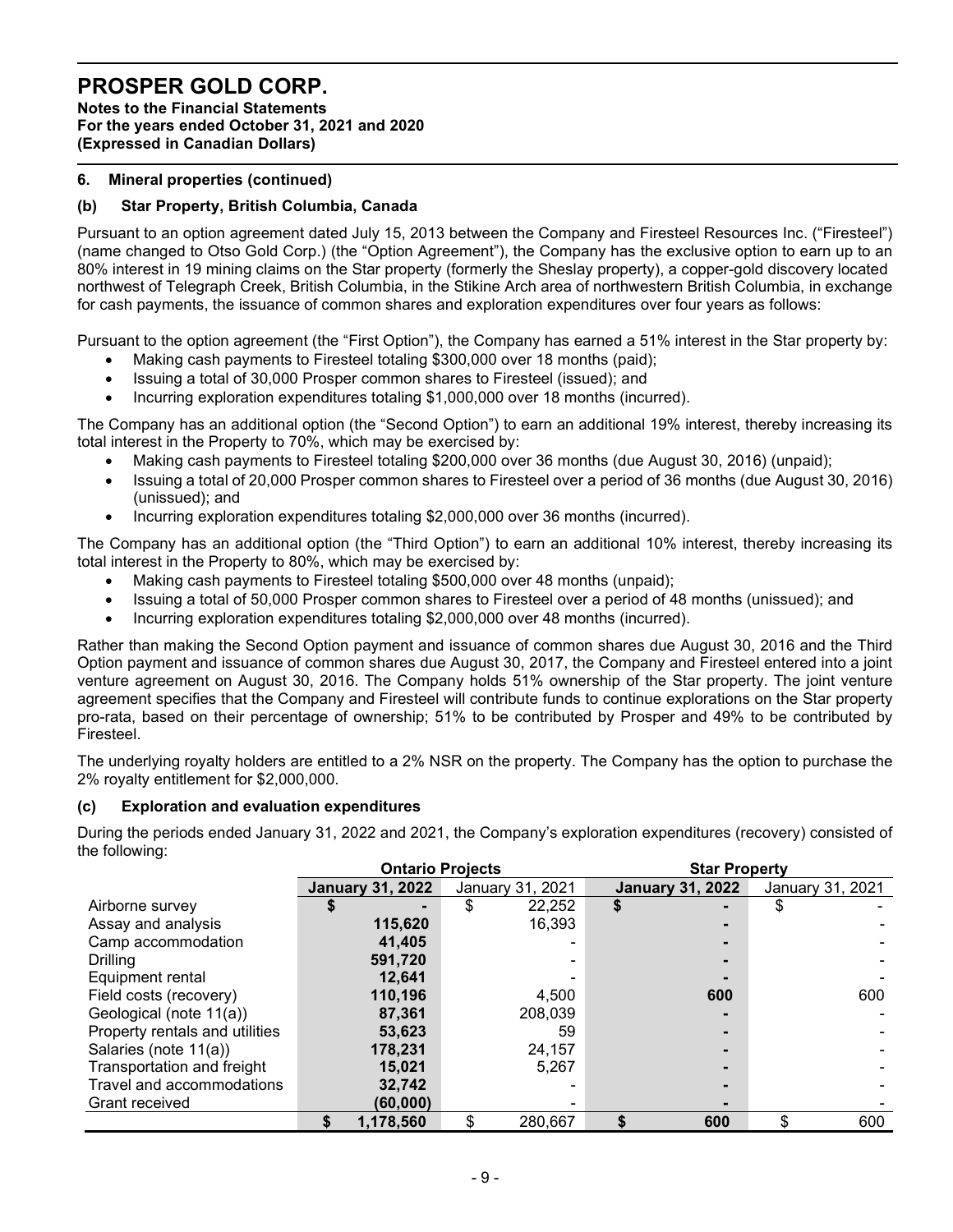# PROSPER GOLD CORP.

**Notes to the Financial Statements**
**For the years ended October 31, 2021 and 2020**
**(Expressed in Canadian Dollars)**

## 6. Mineral properties (continued)

### (b) Star Property, British Columbia, Canada

Pursuant to an option agreement dated July 15, 2013 between the Company and Firesteel Resources Inc. ("Firesteel") (name changed to Otso Gold Corp.) (the "Option Agreement"), the Company has the exclusive option to earn up to an 80% interest in 19 mining claims on the Star property (formerly the Sheslay property), a copper-gold discovery located northwest of Telegraph Creek, British Columbia, in the Stikine Arch area of northwestern British Columbia, in exchange for cash payments, the issuance of common shares and exploration expenditures over four years as follows:

Pursuant to the option agreement (the "First Option"), the Company has earned a 51% interest in the Star property by:

- Making cash payments to Firesteel totaling $300,000 over 18 months (paid);
- Issuing a total of 30,000 Prosper common shares to Firesteel (issued); and
- Incurring exploration expenditures totaling $1,000,000 over 18 months (incurred).

The Company has an additional option (the "Second Option") to earn an additional 19% interest, thereby increasing its total interest in the Property to 70%, which may be exercised by:

- Making cash payments to Firesteel totaling $200,000 over 36 months (due August 30, 2016) (unpaid);
- Issuing a total of 20,000 Prosper common shares to Firesteel over a period of 36 months (due August 30, 2016) (unissued); and
- Incurring exploration expenditures totaling $2,000,000 over 36 months (incurred).

The Company has an additional option (the "Third Option") to earn an additional 10% interest, thereby increasing its total interest in the Property to 80%, which may be exercised by:

- Making cash payments to Firesteel totaling $500,000 over 48 months (unpaid);
- Issuing a total of 50,000 Prosper common shares to Firesteel over a period of 48 months (unissued); and
- Incurring exploration expenditures totaling $2,000,000 over 48 months (incurred).

Rather than making the Second Option payment and issuance of common shares due August 30, 2016 and the Third Option payment and issuance of common shares due August 30, 2017, the Company and Firesteel entered into a joint venture agreement on August 30, 2016. The Company holds 51% ownership of the Star property. The joint venture agreement specifies that the Company and Firesteel will contribute funds to continue explorations on the Star property pro-rata, based on their percentage of ownership; 51% to be contributed by Prosper and 49% to be contributed by Firesteel.

The underlying royalty holders are entitled to a 2% NSR on the property. The Company has the option to purchase the 2% royalty entitlement for $2,000,000.

### (c) Exploration and evaluation expenditures

During the periods ended January 31, 2022 and 2021, the Company's exploration expenditures (recovery) consisted of the following:

| | Ontario Projects | | Star Property | |
|---|---|---|---|---|
| | **January 31, 2022** | January 31, 2021 | **January 31, 2022** | January 31, 2021 |
| Airborne survey | **$ -** | $ 22,252 | **$ -** | $ - |
| Assay and analysis | **115,620** | 16,393 | **-** | - |
| Camp accommodation | **41,405** | - | **-** | - |
| Drilling | **591,720** | - | **-** | - |
| Equipment rental | **12,641** | - | **-** | - |
| Field costs (recovery) | **110,196** | 4,500 | **600** | 600 |
| Geological (note 11(a)) | **87,361** | 208,039 | **-** | - |
| Property rentals and utilities | **53,623** | 59 | **-** | - |
| Salaries (note 11(a)) | **178,231** | 24,157 | **-** | - |
| Transportation and freight | **15,021** | 5,267 | **-** | - |
| Travel and accommodations | **32,742** | - | **-** | - |
| Grant received | **(60,000)** | - | **-** | - |
| | **$ 1,178,560** | $ 280,667 | **$ 600** | $ 600 |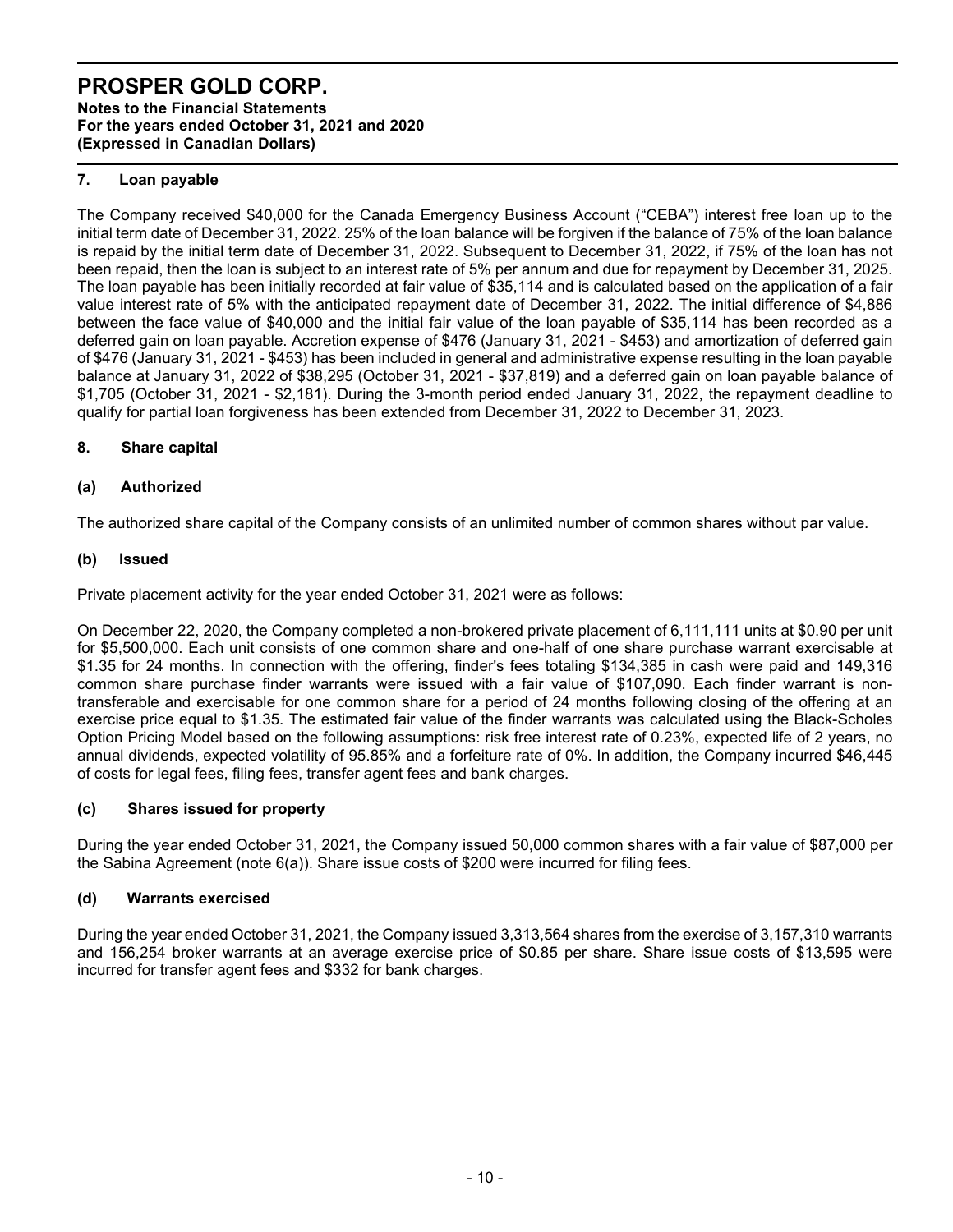## 7. Loan payable

The Company received $40,000 for the Canada Emergency Business Account ("CEBA") interest free loan up to the initial term date of December 31, 2022. 25% of the loan balance will be forgiven if the balance of 75% of the loan balance is repaid by the initial term date of December 31, 2022. Subsequent to December 31, 2022, if 75% of the loan has not been repaid, then the loan is subject to an interest rate of 5% per annum and due for repayment by December 31, 2025. The loan payable has been initially recorded at fair value of $35,114 and is calculated based on the application of a fair value interest rate of 5% with the anticipated repayment date of December 31, 2022. The initial difference of $4,886 between the face value of $40,000 and the initial fair value of the loan payable of $35,114 has been recorded as a deferred gain on loan payable. Accretion expense of $476 (January 31, 2021 - $453) and amortization of deferred gain of $476 (January 31, 2021 - $453) has been included in general and administrative expense resulting in the loan payable balance at January 31, 2022 of $38,295 (October 31, 2021 - $37,819) and a deferred gain on loan payable balance of $1,705 (October 31, 2021 - $2,181). During the 3-month period ended January 31, 2022, the repayment deadline to qualify for partial loan forgiveness has been extended from December 31, 2022 to December 31, 2023.

## 8. Share capital

### (a) Authorized

The authorized share capital of the Company consists of an unlimited number of common shares without par value.

### (b) Issued

Private placement activity for the year ended October 31, 2021 were as follows:

On December 22, 2020, the Company completed a non-brokered private placement of 6,111,111 units at $0.90 per unit for $5,500,000. Each unit consists of one common share and one-half of one share purchase warrant exercisable at $1.35 for 24 months. In connection with the offering, finder's fees totaling $134,385 in cash were paid and 149,316 common share purchase finder warrants were issued with a fair value of $107,090. Each finder warrant is non-transferable and exercisable for one common share for a period of 24 months following closing of the offering at an exercise price equal to $1.35. The estimated fair value of the finder warrants was calculated using the Black-Scholes Option Pricing Model based on the following assumptions: risk free interest rate of 0.23%, expected life of 2 years, no annual dividends, expected volatility of 95.85% and a forfeiture rate of 0%. In addition, the Company incurred $46,445 of costs for legal fees, filing fees, transfer agent fees and bank charges.

### (c) Shares issued for property

During the year ended October 31, 2021, the Company issued 50,000 common shares with a fair value of $87,000 per the Sabina Agreement (note 6(a)). Share issue costs of $200 were incurred for filing fees.

### (d) Warrants exercised

During the year ended October 31, 2021, the Company issued 3,313,564 shares from the exercise of 3,157,310 warrants and 156,254 broker warrants at an average exercise price of $0.85 per share. Share issue costs of $13,595 were incurred for transfer agent fees and $332 for bank charges.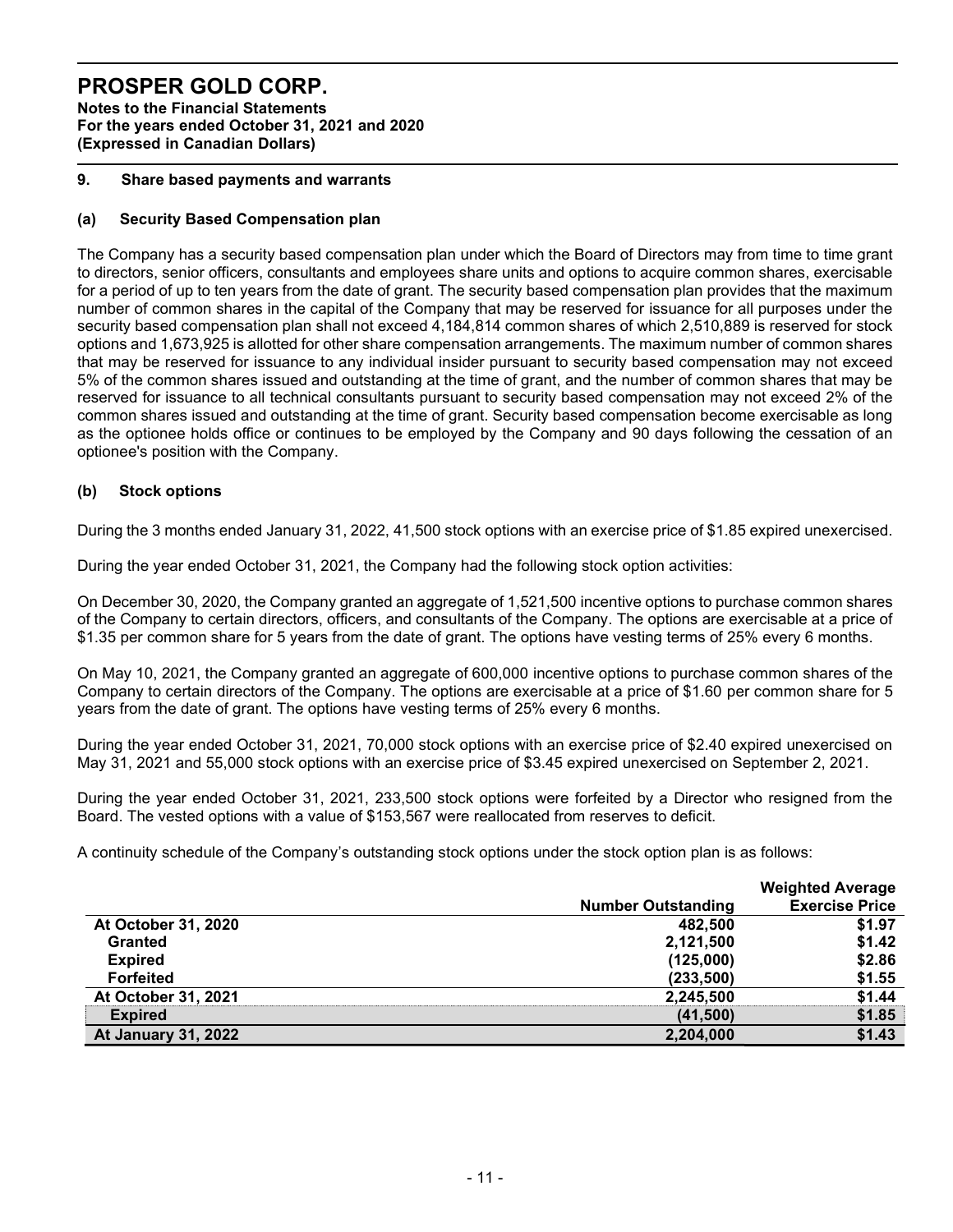# PROSPER GOLD CORP.

**Notes to the Financial Statements**
**For the years ended October 31, 2021 and 2020**
**(Expressed in Canadian Dollars)**

## 9. Share based payments and warrants

### (a) Security Based Compensation plan

The Company has a security based compensation plan under which the Board of Directors may from time to time grant to directors, senior officers, consultants and employees share units and options to acquire common shares, exercisable for a period of up to ten years from the date of grant. The security based compensation plan provides that the maximum number of common shares in the capital of the Company that may be reserved for issuance for all purposes under the security based compensation plan shall not exceed 4,184,814 common shares of which 2,510,889 is reserved for stock options and 1,673,925 is allotted for other share compensation arrangements. The maximum number of common shares that may be reserved for issuance to any individual insider pursuant to security based compensation may not exceed 5% of the common shares issued and outstanding at the time of grant, and the number of common shares that may be reserved for issuance to all technical consultants pursuant to security based compensation may not exceed 2% of the common shares issued and outstanding at the time of grant. Security based compensation become exercisable as long as the optionee holds office or continues to be employed by the Company and 90 days following the cessation of an optionee's position with the Company.

### (b) Stock options

During the 3 months ended January 31, 2022, 41,500 stock options with an exercise price of $1.85 expired unexercised.

During the year ended October 31, 2021, the Company had the following stock option activities:

On December 30, 2020, the Company granted an aggregate of 1,521,500 incentive options to purchase common shares of the Company to certain directors, officers, and consultants of the Company. The options are exercisable at a price of $1.35 per common share for 5 years from the date of grant. The options have vesting terms of 25% every 6 months.

On May 10, 2021, the Company granted an aggregate of 600,000 incentive options to purchase common shares of the Company to certain directors of the Company. The options are exercisable at a price of $1.60 per common share for 5 years from the date of grant. The options have vesting terms of 25% every 6 months.

During the year ended October 31, 2021, 70,000 stock options with an exercise price of $2.40 expired unexercised on May 31, 2021 and 55,000 stock options with an exercise price of $3.45 expired unexercised on September 2, 2021.

During the year ended October 31, 2021, 233,500 stock options were forfeited by a Director who resigned from the Board. The vested options with a value of $153,567 were reallocated from reserves to deficit.

A continuity schedule of the Company's outstanding stock options under the stock option plan is as follows:

| | Number Outstanding | Weighted Average Exercise Price |
|---|---|---|
| **At October 31, 2020** | **482,500** | **$1.97** |
| **Granted** | **2,121,500** | **$1.42** |
| **Expired** | **(125,000)** | **$2.86** |
| **Forfeited** | **(233,500)** | **$1.55** |
| **At October 31, 2021** | **2,245,500** | **$1.44** |
| **Expired** | **(41,500)** | **$1.85** |
| **At January 31, 2022** | **2,204,000** | **$1.43** |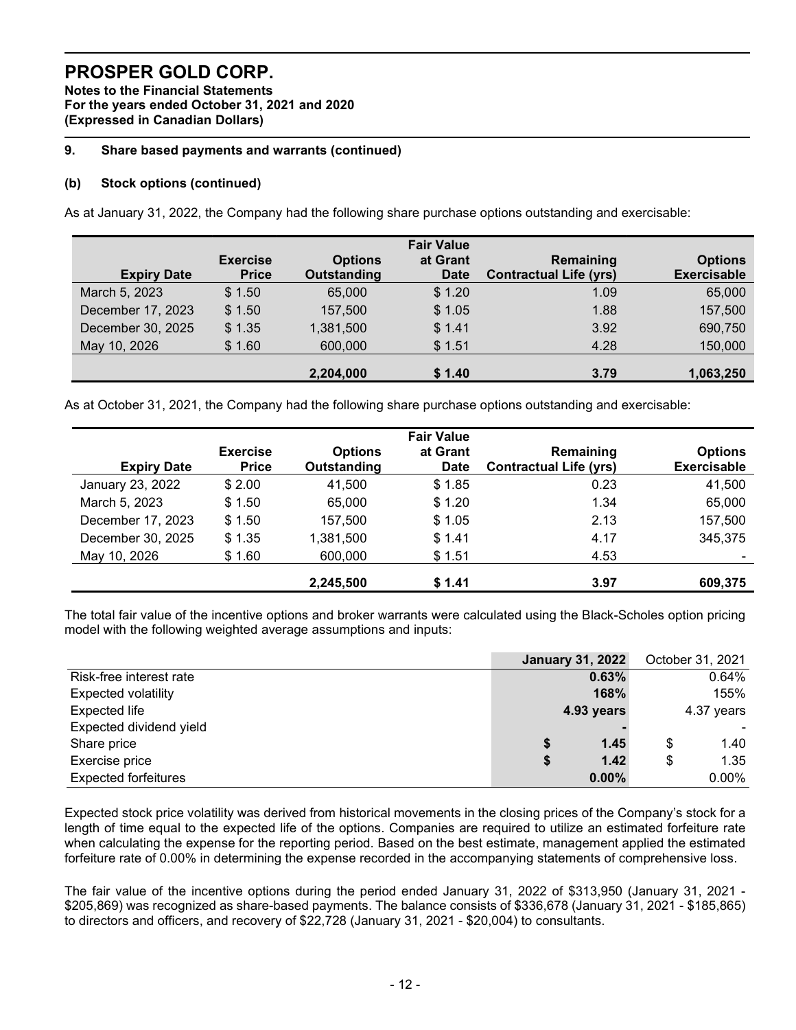# PROSPER GOLD CORP.

**Notes to the Financial Statements**
**For the years ended October 31, 2021 and 2020**
**(Expressed in Canadian Dollars)**

## 9. Share based payments and warrants (continued)

### (b) Stock options (continued)

As at January 31, 2022, the Company had the following share purchase options outstanding and exercisable:

| Expiry Date | Exercise Price | Options Outstanding | Fair Value at Grant Date | Remaining Contractual Life (yrs) | Options Exercisable |
|---|---|---|---|---|---|
| March 5, 2023 | $ 1.50 | 65,000 | $ 1.20 | 1.09 | 65,000 |
| December 17, 2023 | $ 1.50 | 157,500 | $ 1.05 | 1.88 | 157,500 |
| December 30, 2025 | $ 1.35 | 1,381,500 | $ 1.41 | 3.92 | 690,750 |
| May 10, 2026 | $ 1.60 | 600,000 | $ 1.51 | 4.28 | 150,000 |
| | | **2,204,000** | **$ 1.40** | **3.79** | **1,063,250** |

As at October 31, 2021, the Company had the following share purchase options outstanding and exercisable:

| Expiry Date | Exercise Price | Options Outstanding | Fair Value at Grant Date | Remaining Contractual Life (yrs) | Options Exercisable |
|---|---|---|---|---|---|
| January 23, 2022 | $ 2.00 | 41,500 | $ 1.85 | 0.23 | 41,500 |
| March 5, 2023 | $ 1.50 | 65,000 | $ 1.20 | 1.34 | 65,000 |
| December 17, 2023 | $ 1.50 | 157,500 | $ 1.05 | 2.13 | 157,500 |
| December 30, 2025 | $ 1.35 | 1,381,500 | $ 1.41 | 4.17 | 345,375 |
| May 10, 2026 | $ 1.60 | 600,000 | $ 1.51 | 4.53 | - |
| | | **2,245,500** | **$ 1.41** | **3.97** | **609,375** |

The total fair value of the incentive options and broker warrants were calculated using the Black-Scholes option pricing model with the following weighted average assumptions and inputs:

| | **January 31, 2022** | October 31, 2021 |
|---|---|---|
| Risk-free interest rate | **0.63%** | 0.64% |
| Expected volatility | **168%** | 155% |
| Expected life | **4.93 years** | 4.37 years |
| Expected dividend yield | **-** | - |
| Share price | **$ 1.45** | $ 1.40 |
| Exercise price | **$ 1.42** | $ 1.35 |
| Expected forfeitures | **0.00%** | 0.00% |

Expected stock price volatility was derived from historical movements in the closing prices of the Company's stock for a length of time equal to the expected life of the options. Companies are required to utilize an estimated forfeiture rate when calculating the expense for the reporting period. Based on the best estimate, management applied the estimated forfeiture rate of 0.00% in determining the expense recorded in the accompanying statements of comprehensive loss.

The fair value of the incentive options during the period ended January 31, 2022 of $313,950 (January 31, 2021 - $205,869) was recognized as share-based payments. The balance consists of $336,678 (January 31, 2021 - $185,865) to directors and officers, and recovery of $22,728 (January 31, 2021 - $20,004) to consultants.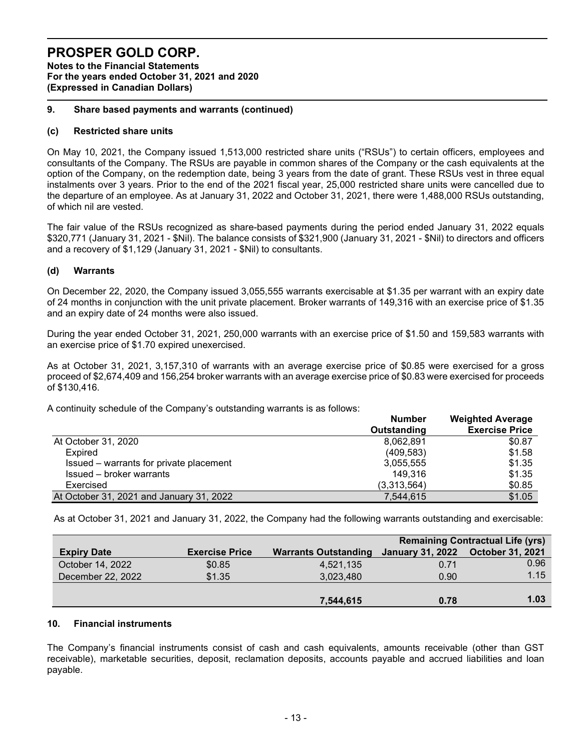# PROSPER GOLD CORP.

**Notes to the Financial Statements**
**For the years ended October 31, 2021 and 2020**
**(Expressed in Canadian Dollars)**

## 9. Share based payments and warrants (continued)

### (c) Restricted share units

On May 10, 2021, the Company issued 1,513,000 restricted share units ("RSUs") to certain officers, employees and consultants of the Company. The RSUs are payable in common shares of the Company or the cash equivalents at the option of the Company, on the redemption date, being 3 years from the date of grant. These RSUs vest in three equal instalments over 3 years. Prior to the end of the 2021 fiscal year, 25,000 restricted share units were cancelled due to the departure of an employee. As at January 31, 2022 and October 31, 2021, there were 1,488,000 RSUs outstanding, of which nil are vested.

The fair value of the RSUs recognized as share-based payments during the period ended January 31, 2022 equals $320,771 (January 31, 2021 - $Nil). The balance consists of $321,900 (January 31, 2021 - $Nil) to directors and officers and a recovery of $1,129 (January 31, 2021 - $Nil) to consultants.

### (d) Warrants

On December 22, 2020, the Company issued 3,055,555 warrants exercisable at $1.35 per warrant with an expiry date of 24 months in conjunction with the unit private placement. Broker warrants of 149,316 with an exercise price of $1.35 and an expiry date of 24 months were also issued.

During the year ended October 31, 2021, 250,000 warrants with an exercise price of $1.50 and 159,583 warrants with an exercise price of $1.70 expired unexercised.

As at October 31, 2021, 3,157,310 of warrants with an average exercise price of $0.85 were exercised for a gross proceed of $2,674,409 and 156,254 broker warrants with an average exercise price of $0.83 were exercised for proceeds of $130,416.

A continuity schedule of the Company's outstanding warrants is as follows:

| | Number Outstanding | Weighted Average Exercise Price |
|---|---|---|
| At October 31, 2020 | 8,062,891 | $0.87 |
| Expired | (409,583) | $1.58 |
| Issued – warrants for private placement | 3,055,555 | $1.35 |
| Issued – broker warrants | 149,316 | $1.35 |
| Exercised | (3,313,564) | $0.85 |
| At October 31, 2021 and January 31, 2022 | 7,544,615 | $1.05 |

As at October 31, 2021 and January 31, 2022, the Company had the following warrants outstanding and exercisable:

| | | | Remaining Contractual Life (yrs) | |
|---|---|---|---|---|
| **Expiry Date** | **Exercise Price** | **Warrants Outstanding** | **January 31, 2022** | **October 31, 2021** |
| October 14, 2022 | $0.85 | 4,521,135 | 0.71 | 0.96 |
| December 22, 2022 | $1.35 | 3,023,480 | 0.90 | 1.15 |
| | | **7,544,615** | **0.78** | **1.03** |

## 10. Financial instruments

The Company's financial instruments consist of cash and cash equivalents, amounts receivable (other than GST receivable), marketable securities, deposit, reclamation deposits, accounts payable and accrued liabilities and loan payable.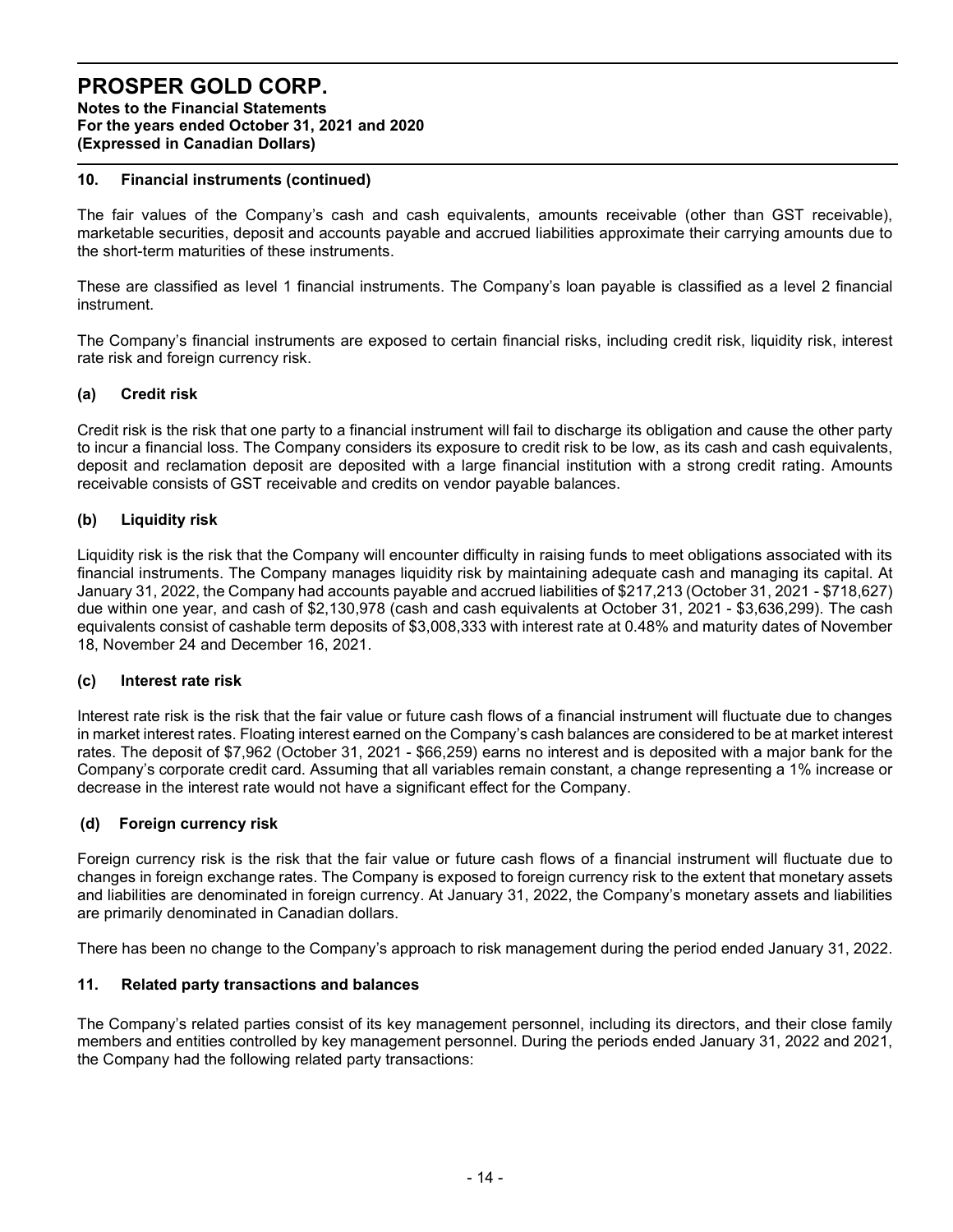## 10. Financial instruments (continued)

The fair values of the Company's cash and cash equivalents, amounts receivable (other than GST receivable), marketable securities, deposit and accounts payable and accrued liabilities approximate their carrying amounts due to the short-term maturities of these instruments.

These are classified as level 1 financial instruments. The Company's loan payable is classified as a level 2 financial instrument.

The Company's financial instruments are exposed to certain financial risks, including credit risk, liquidity risk, interest rate risk and foreign currency risk.

### (a) Credit risk

Credit risk is the risk that one party to a financial instrument will fail to discharge its obligation and cause the other party to incur a financial loss. The Company considers its exposure to credit risk to be low, as its cash and cash equivalents, deposit and reclamation deposit are deposited with a large financial institution with a strong credit rating. Amounts receivable consists of GST receivable and credits on vendor payable balances.

### (b) Liquidity risk

Liquidity risk is the risk that the Company will encounter difficulty in raising funds to meet obligations associated with its financial instruments. The Company manages liquidity risk by maintaining adequate cash and managing its capital. At January 31, 2022, the Company had accounts payable and accrued liabilities of $217,213 (October 31, 2021 - $718,627) due within one year, and cash of $2,130,978 (cash and cash equivalents at October 31, 2021 - $3,636,299). The cash equivalents consist of cashable term deposits of $3,008,333 with interest rate at 0.48% and maturity dates of November 18, November 24 and December 16, 2021.

### (c) Interest rate risk

Interest rate risk is the risk that the fair value or future cash flows of a financial instrument will fluctuate due to changes in market interest rates. Floating interest earned on the Company's cash balances are considered to be at market interest rates. The deposit of $7,962 (October 31, 2021 - $66,259) earns no interest and is deposited with a major bank for the Company's corporate credit card. Assuming that all variables remain constant, a change representing a 1% increase or decrease in the interest rate would not have a significant effect for the Company.

### (d) Foreign currency risk

Foreign currency risk is the risk that the fair value or future cash flows of a financial instrument will fluctuate due to changes in foreign exchange rates. The Company is exposed to foreign currency risk to the extent that monetary assets and liabilities are denominated in foreign currency. At January 31, 2022, the Company's monetary assets and liabilities are primarily denominated in Canadian dollars.

There has been no change to the Company's approach to risk management during the period ended January 31, 2022.

## 11. Related party transactions and balances

The Company's related parties consist of its key management personnel, including its directors, and their close family members and entities controlled by key management personnel. During the periods ended January 31, 2022 and 2021, the Company had the following related party transactions: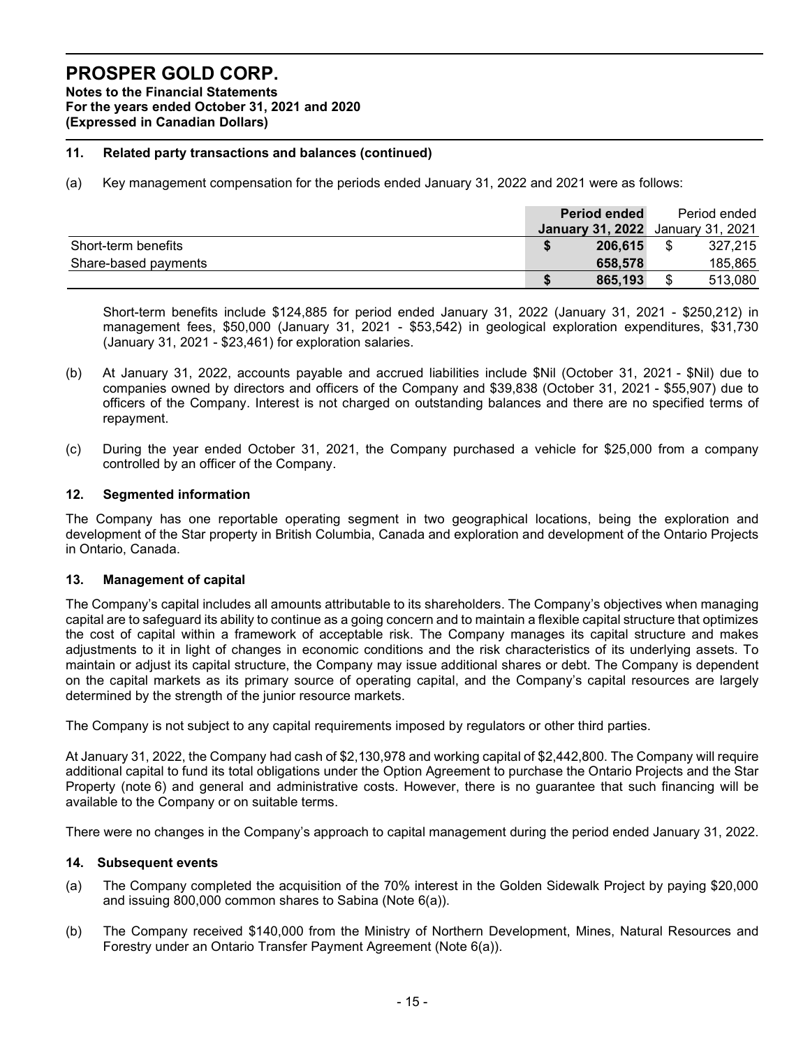# PROSPER GOLD CORP.

**Notes to the Financial Statements**
**For the years ended October 31, 2021 and 2020**
**(Expressed in Canadian Dollars)**

### 11. Related party transactions and balances (continued)

(a) Key management compensation for the periods ended January 31, 2022 and 2021 were as follows:

| | **Period ended January 31, 2022** | Period ended January 31, 2021 |
|---|---|---|
| Short-term benefits | **$ 206,615** | $ 327,215 |
| Share-based payments | **658,578** | 185,865 |
| | **$ 865,193** | $ 513,080 |

Short-term benefits include $124,885 for period ended January 31, 2022 (January 31, 2021 - $250,212) in management fees, $50,000 (January 31, 2021 - $53,542) in geological exploration expenditures, $31,730 (January 31, 2021 - $23,461) for exploration salaries.

(b) At January 31, 2022, accounts payable and accrued liabilities include $Nil (October 31, 2021 - $Nil) due to companies owned by directors and officers of the Company and $39,838 (October 31, 2021 - $55,907) due to officers of the Company. Interest is not charged on outstanding balances and there are no specified terms of repayment.

(c) During the year ended October 31, 2021, the Company purchased a vehicle for $25,000 from a company controlled by an officer of the Company.

### 12. Segmented information

The Company has one reportable operating segment in two geographical locations, being the exploration and development of the Star property in British Columbia, Canada and exploration and development of the Ontario Projects in Ontario, Canada.

### 13. Management of capital

The Company's capital includes all amounts attributable to its shareholders. The Company's objectives when managing capital are to safeguard its ability to continue as a going concern and to maintain a flexible capital structure that optimizes the cost of capital within a framework of acceptable risk. The Company manages its capital structure and makes adjustments to it in light of changes in economic conditions and the risk characteristics of its underlying assets. To maintain or adjust its capital structure, the Company may issue additional shares or debt. The Company is dependent on the capital markets as its primary source of operating capital, and the Company's capital resources are largely determined by the strength of the junior resource markets.

The Company is not subject to any capital requirements imposed by regulators or other third parties.

At January 31, 2022, the Company had cash of $2,130,978 and working capital of $2,442,800. The Company will require additional capital to fund its total obligations under the Option Agreement to purchase the Ontario Projects and the Star Property (note 6) and general and administrative costs. However, there is no guarantee that such financing will be available to the Company or on suitable terms.

There were no changes in the Company's approach to capital management during the period ended January 31, 2022.

### 14. Subsequent events

(a) The Company completed the acquisition of the 70% interest in the Golden Sidewalk Project by paying $20,000 and issuing 800,000 common shares to Sabina (Note 6(a)).

(b) The Company received $140,000 from the Ministry of Northern Development, Mines, Natural Resources and Forestry under an Ontario Transfer Payment Agreement (Note 6(a)).